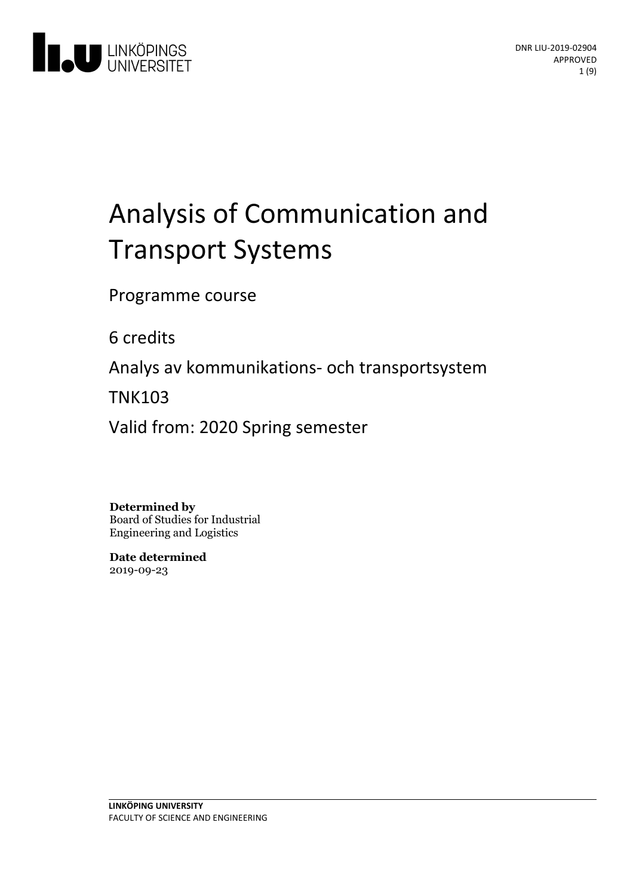DNR LIU-2019-02904
APPROVED

# Analysis of Communication and Transport Systems

Programme course

6 credits

Analys av kommunikations- och transportsystem

TNK103

Valid from: 2020 Spring semester

**Determined by**
Board of Studies for Industrial Engineering and Logistics

**Date determined**
2019-09-23

**LINKÖPING UNIVERSITY**
FACULTY OF SCIENCE AND ENGINEERING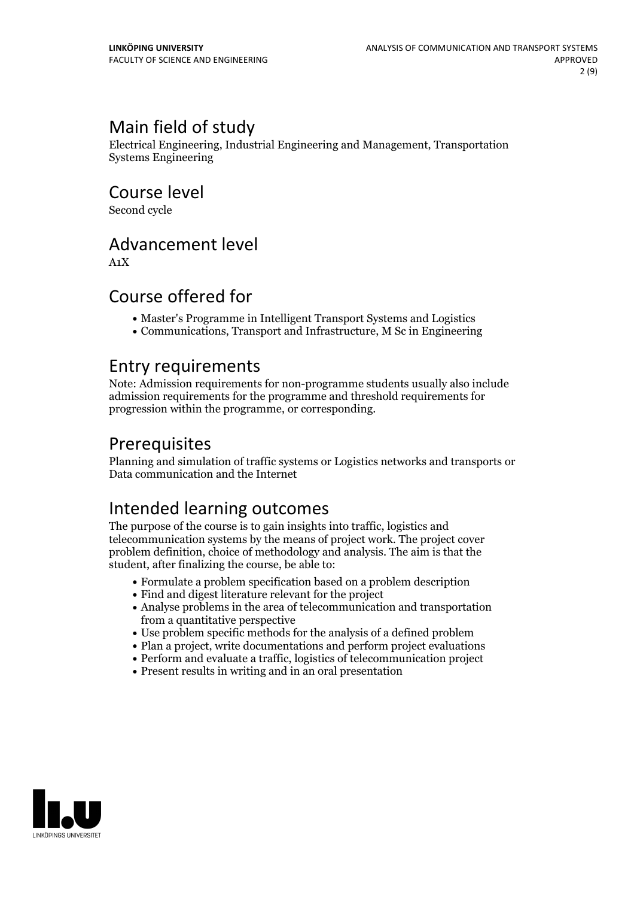## Main field of study

Electrical Engineering, Industrial Engineering and Management, Transportation Systems Engineering

## Course level

Second cycle

## Advancement level

A1X

## Course offered for

- Master's Programme in Intelligent Transport Systems and Logistics
- Communications, Transport and Infrastructure, M Sc in Engineering

## Entry requirements

Note: Admission requirements for non-programme students usually also include admission requirements for the programme and threshold requirements for progression within the programme, or corresponding.

## Prerequisites

Planning and simulation of traffic systems or Logistics networks and transports or Data communication and the Internet

## Intended learning outcomes

The purpose of the course is to gain insights into traffic, logistics and telecommunication systems by the means of project work. The project cover problem definition, choice of methodology and analysis. The aim is that the student, after finalizing the course, be able to:

- Formulate a problem specification based on a problem description
- Find and digest literature relevant for the project
- Analyse problems in the area of telecommunication and transportation from a quantitative perspective
- Use problem specific methods for the analysis of a defined problem
- Plan a project, write documentations and perform project evaluations
- Perform and evaluate a traffic, logistics of telecommunication project
- Present results in writing and in an oral presentation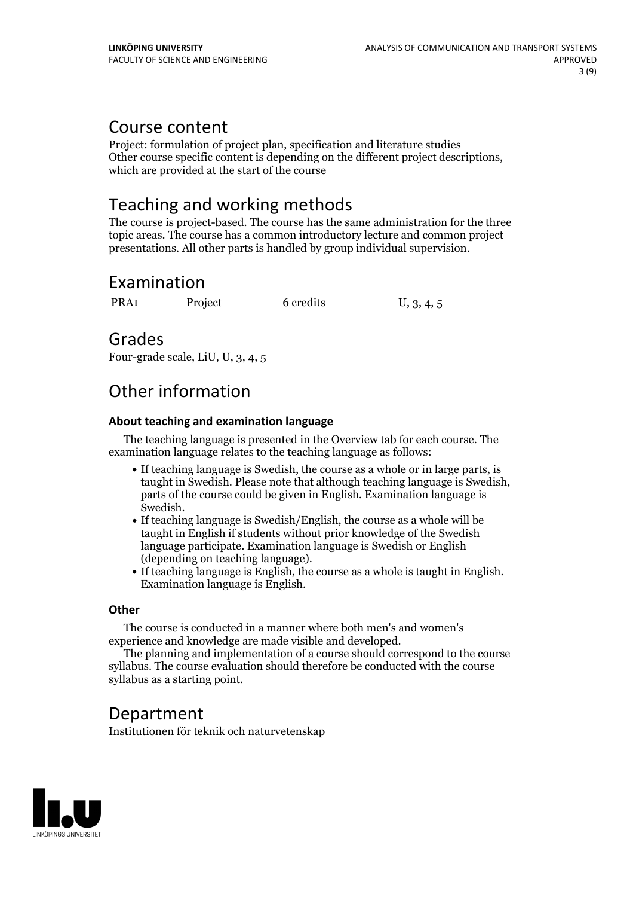## Course content

Project: formulation of project plan, specification and literature studies
Other course specific content is depending on the different project descriptions, which are provided at the start of the course

## Teaching and working methods

The course is project-based. The course has the same administration for the three topic areas. The course has a common introductory lecture and common project presentations. All other parts is handled by group individual supervision.

## Examination

| PRA1 | Project | 6 credits | U, 3, 4, 5 |
|---|---|---|---|

## Grades

Four-grade scale, LiU, U, 3, 4, 5

## Other information

### About teaching and examination language

The teaching language is presented in the Overview tab for each course. The examination language relates to the teaching language as follows:

- If teaching language is Swedish, the course as a whole or in large parts, is taught in Swedish. Please note that although teaching language is Swedish, parts of the course could be given in English. Examination language is Swedish.
- If teaching language is Swedish/English, the course as a whole will be taught in English if students without prior knowledge of the Swedish language participate. Examination language is Swedish or English (depending on teaching language).
- If teaching language is English, the course as a whole is taught in English. Examination language is English.

### Other

The course is conducted in a manner where both men's and women's experience and knowledge are made visible and developed.

The planning and implementation of a course should correspond to the course syllabus. The course evaluation should therefore be conducted with the course syllabus as a starting point.

## Department

Institutionen för teknik och naturvetenskap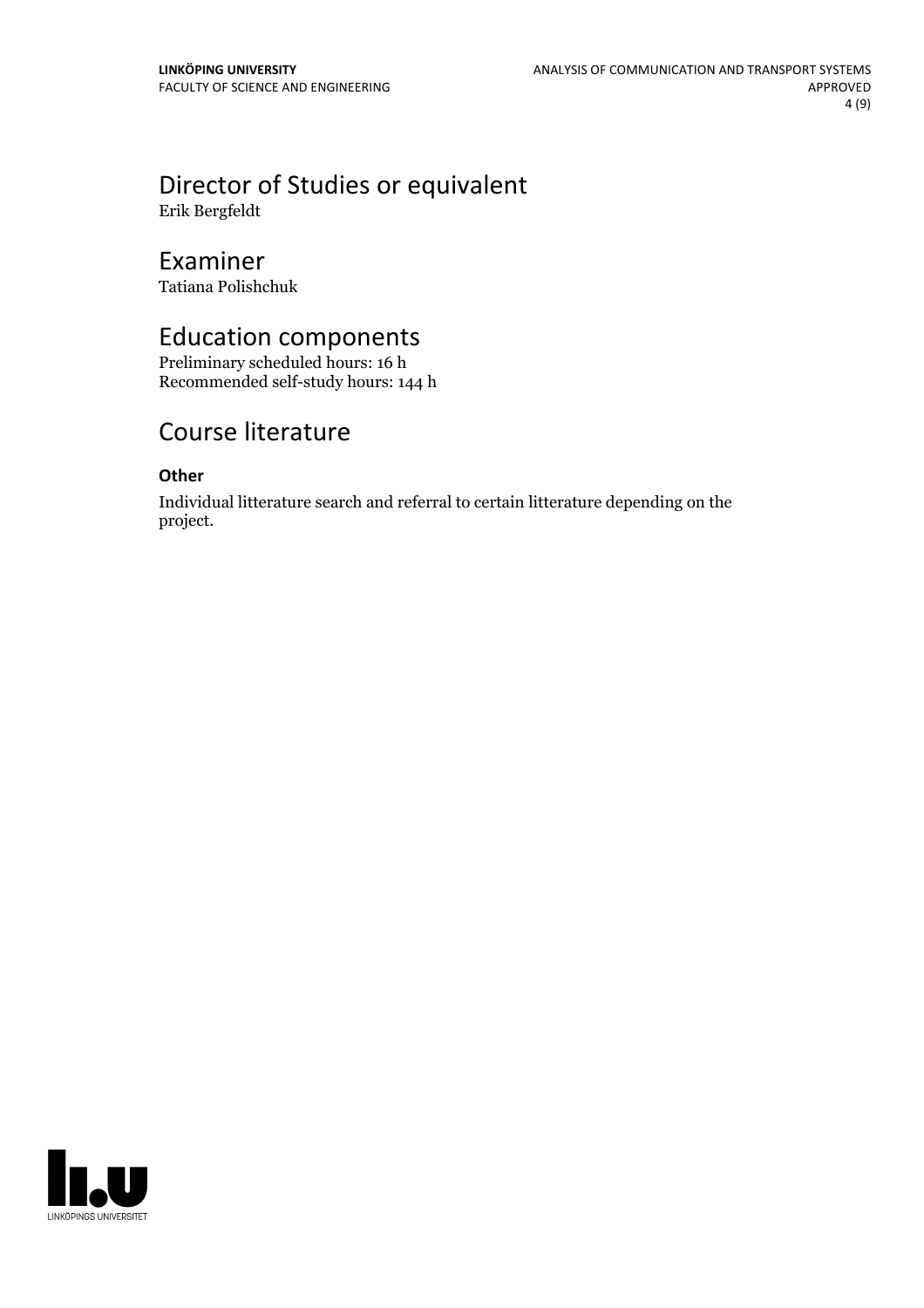## Director of Studies or equivalent

Erik Bergfeldt

## Examiner

Tatiana Polishchuk

## Education components

Preliminary scheduled hours: 16 h
Recommended self-study hours: 144 h

## Course literature

### Other

Individual litterature search and referral to certain litterature depending on the project.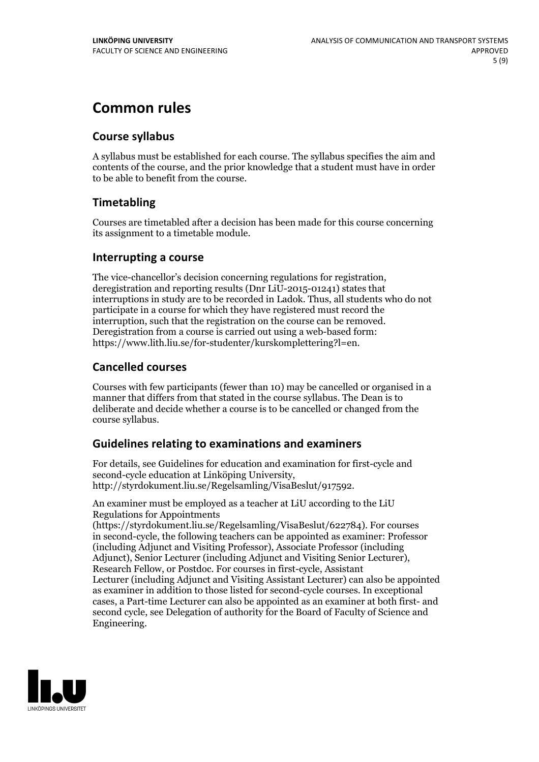# Common rules

## Course syllabus

A syllabus must be established for each course. The syllabus specifies the aim and contents of the course, and the prior knowledge that a student must have in order to be able to benefit from the course.

## Timetabling

Courses are timetabled after a decision has been made for this course concerning its assignment to a timetable module.

## Interrupting a course

The vice-chancellor's decision concerning regulations for registration, deregistration and reporting results (Dnr LiU-2015-01241) states that interruptions in study are to be recorded in Ladok. Thus, all students who do not participate in a course for which they have registered must record the interruption, such that the registration on the course can be removed. Deregistration from a course is carried out using a web-based form: https://www.lith.liu.se/for-studenter/kurskomplettering?l=en.

## Cancelled courses

Courses with few participants (fewer than 10) may be cancelled or organised in a manner that differs from that stated in the course syllabus. The Dean is to deliberate and decide whether a course is to be cancelled or changed from the course syllabus.

## Guidelines relating to examinations and examiners

For details, see Guidelines for education and examination for first-cycle and second-cycle education at Linköping University, http://styrdokument.liu.se/Regelsamling/VisaBeslut/917592.

An examiner must be employed as a teacher at LiU according to the LiU Regulations for Appointments (https://styrdokument.liu.se/Regelsamling/VisaBeslut/622784). For courses in second-cycle, the following teachers can be appointed as examiner: Professor (including Adjunct and Visiting Professor), Associate Professor (including Adjunct), Senior Lecturer (including Adjunct and Visiting Senior Lecturer), Research Fellow, or Postdoc. For courses in first-cycle, Assistant Lecturer (including Adjunct and Visiting Assistant Lecturer) can also be appointed as examiner in addition to those listed for second-cycle courses. In exceptional cases, a Part-time Lecturer can also be appointed as an examiner at both first- and second cycle, see Delegation of authority for the Board of Faculty of Science and Engineering.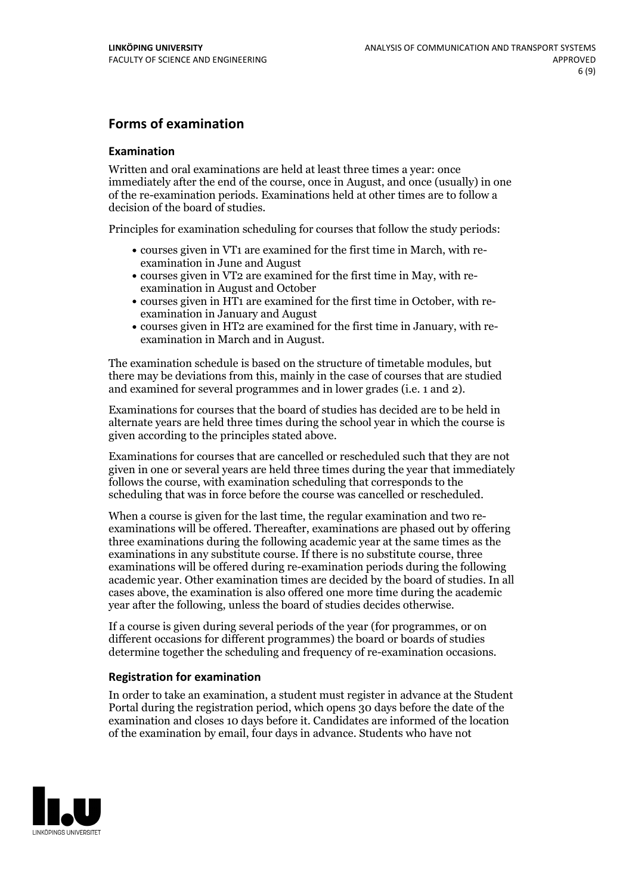## Forms of examination

### Examination

Written and oral examinations are held at least three times a year: once immediately after the end of the course, once in August, and once (usually) in one of the re-examination periods. Examinations held at other times are to follow a decision of the board of studies.

Principles for examination scheduling for courses that follow the study periods:

- courses given in VT1 are examined for the first time in March, with re-examination in June and August
- courses given in VT2 are examined for the first time in May, with re-examination in August and October
- courses given in HT1 are examined for the first time in October, with re-examination in January and August
- courses given in HT2 are examined for the first time in January, with re-examination in March and in August.

The examination schedule is based on the structure of timetable modules, but there may be deviations from this, mainly in the case of courses that are studied and examined for several programmes and in lower grades (i.e. 1 and 2).

Examinations for courses that the board of studies has decided are to be held in alternate years are held three times during the school year in which the course is given according to the principles stated above.

Examinations for courses that are cancelled or rescheduled such that they are not given in one or several years are held three times during the year that immediately follows the course, with examination scheduling that corresponds to the scheduling that was in force before the course was cancelled or rescheduled.

When a course is given for the last time, the regular examination and two re-examinations will be offered. Thereafter, examinations are phased out by offering three examinations during the following academic year at the same times as the examinations in any substitute course. If there is no substitute course, three examinations will be offered during re-examination periods during the following academic year. Other examination times are decided by the board of studies. In all cases above, the examination is also offered one more time during the academic year after the following, unless the board of studies decides otherwise.

If a course is given during several periods of the year (for programmes, or on different occasions for different programmes) the board or boards of studies determine together the scheduling and frequency of re-examination occasions.

### Registration for examination

In order to take an examination, a student must register in advance at the Student Portal during the registration period, which opens 30 days before the date of the examination and closes 10 days before it. Candidates are informed of the location of the examination by email, four days in advance. Students who have not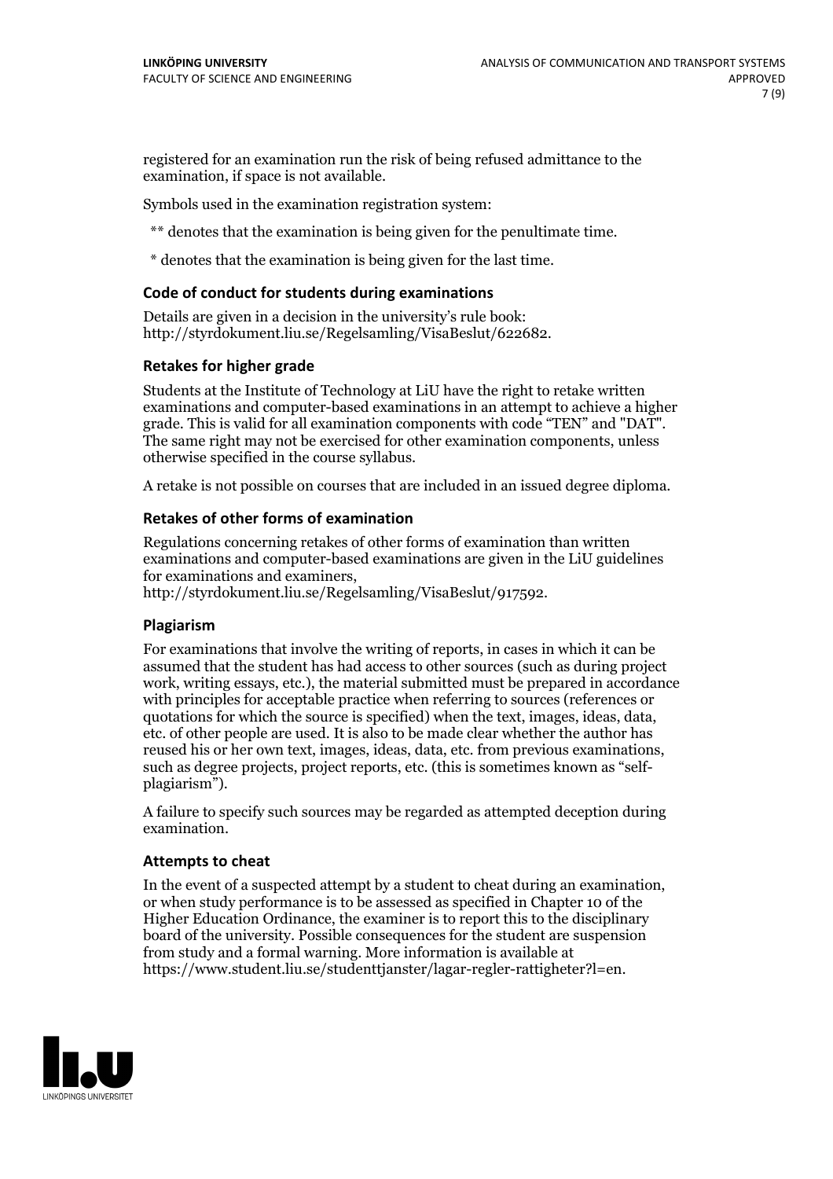registered for an examination run the risk of being refused admittance to the examination, if space is not available.

Symbols used in the examination registration system:

** denotes that the examination is being given for the penultimate time.

* denotes that the examination is being given for the last time.

### Code of conduct for students during examinations

Details are given in a decision in the university's rule book: http://styrdokument.liu.se/Regelsamling/VisaBeslut/622682.

### Retakes for higher grade

Students at the Institute of Technology at LiU have the right to retake written examinations and computer-based examinations in an attempt to achieve a higher grade. This is valid for all examination components with code "TEN" and "DAT". The same right may not be exercised for other examination components, unless otherwise specified in the course syllabus.

A retake is not possible on courses that are included in an issued degree diploma.

### Retakes of other forms of examination

Regulations concerning retakes of other forms of examination than written examinations and computer-based examinations are given in the LiU guidelines for examinations and examiners, http://styrdokument.liu.se/Regelsamling/VisaBeslut/917592.

### Plagiarism

For examinations that involve the writing of reports, in cases in which it can be assumed that the student has had access to other sources (such as during project work, writing essays, etc.), the material submitted must be prepared in accordance with principles for acceptable practice when referring to sources (references or quotations for which the source is specified) when the text, images, ideas, data, etc. of other people are used. It is also to be made clear whether the author has reused his or her own text, images, ideas, data, etc. from previous examinations, such as degree projects, project reports, etc. (this is sometimes known as "self-plagiarism").

A failure to specify such sources may be regarded as attempted deception during examination.

### Attempts to cheat

In the event of a suspected attempt by a student to cheat during an examination, or when study performance is to be assessed as specified in Chapter 10 of the Higher Education Ordinance, the examiner is to report this to the disciplinary board of the university. Possible consequences for the student are suspension from study and a formal warning. More information is available at https://www.student.liu.se/studenttjanster/lagar-regler-rattigheter?l=en.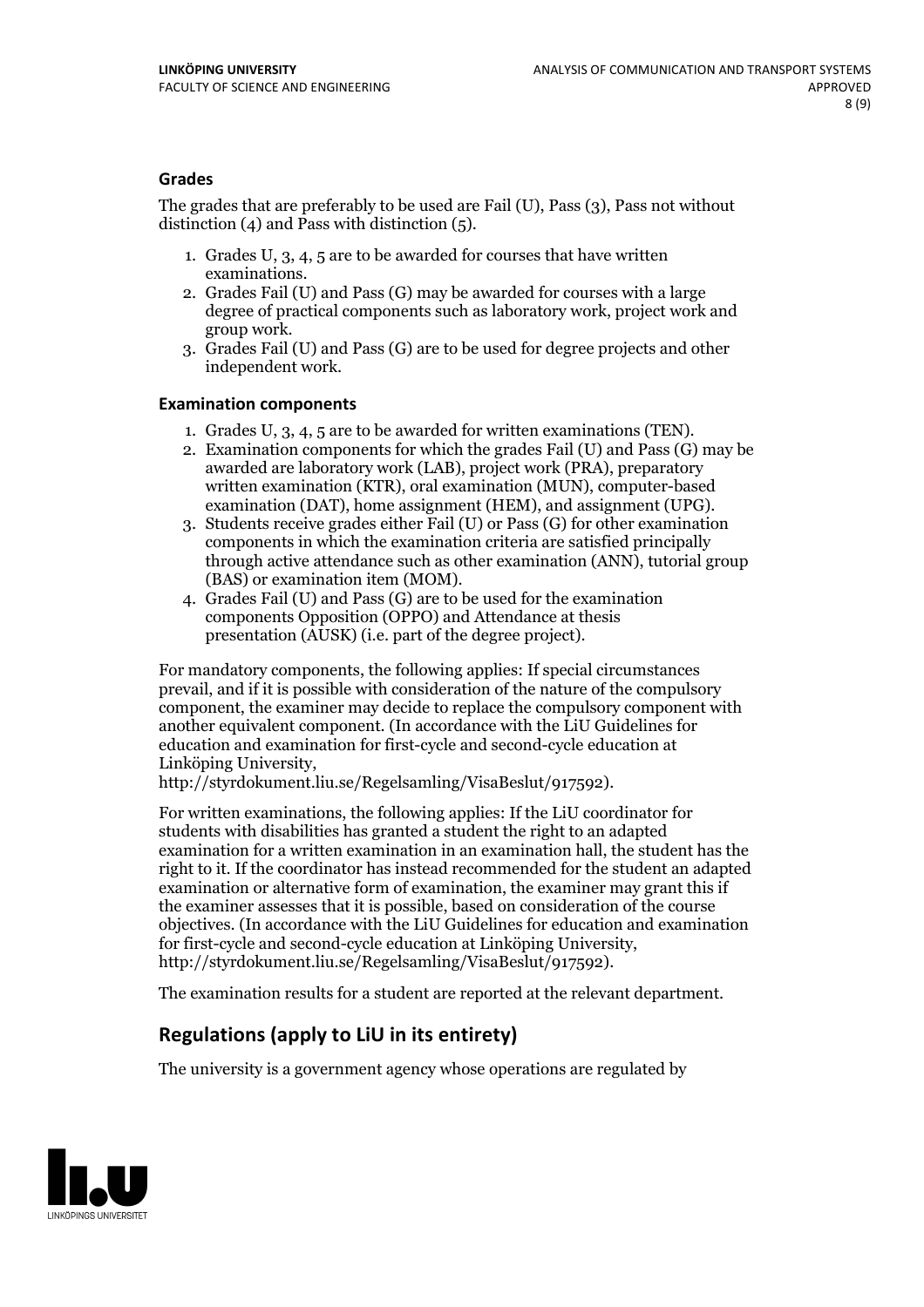### Grades

The grades that are preferably to be used are Fail (U), Pass (3), Pass not without distinction (4) and Pass with distinction (5).

1. Grades U, 3, 4, 5 are to be awarded for courses that have written examinations.
2. Grades Fail (U) and Pass (G) may be awarded for courses with a large degree of practical components such as laboratory work, project work and group work.
3. Grades Fail (U) and Pass (G) are to be used for degree projects and other independent work.

### Examination components

1. Grades U, 3, 4, 5 are to be awarded for written examinations (TEN).
2. Examination components for which the grades Fail (U) and Pass (G) may be awarded are laboratory work (LAB), project work (PRA), preparatory written examination (KTR), oral examination (MUN), computer-based examination (DAT), home assignment (HEM), and assignment (UPG).
3. Students receive grades either Fail (U) or Pass (G) for other examination components in which the examination criteria are satisfied principally through active attendance such as other examination (ANN), tutorial group (BAS) or examination item (MOM).
4. Grades Fail (U) and Pass (G) are to be used for the examination components Opposition (OPPO) and Attendance at thesis presentation (AUSK) (i.e. part of the degree project).

For mandatory components, the following applies: If special circumstances prevail, and if it is possible with consideration of the nature of the compulsory component, the examiner may decide to replace the compulsory component with another equivalent component. (In accordance with the LiU Guidelines for education and examination for first-cycle and second-cycle education at Linköping University, http://styrdokument.liu.se/Regelsamling/VisaBeslut/917592).

For written examinations, the following applies: If the LiU coordinator for students with disabilities has granted a student the right to an adapted examination for a written examination in an examination hall, the student has the right to it. If the coordinator has instead recommended for the student an adapted examination or alternative form of examination, the examiner may grant this if the examiner assesses that it is possible, based on consideration of the course objectives. (In accordance with the LiU Guidelines for education and examination for first-cycle and second-cycle education at Linköping University, http://styrdokument.liu.se/Regelsamling/VisaBeslut/917592).

The examination results for a student are reported at the relevant department.

## Regulations (apply to LiU in its entirety)

The university is a government agency whose operations are regulated by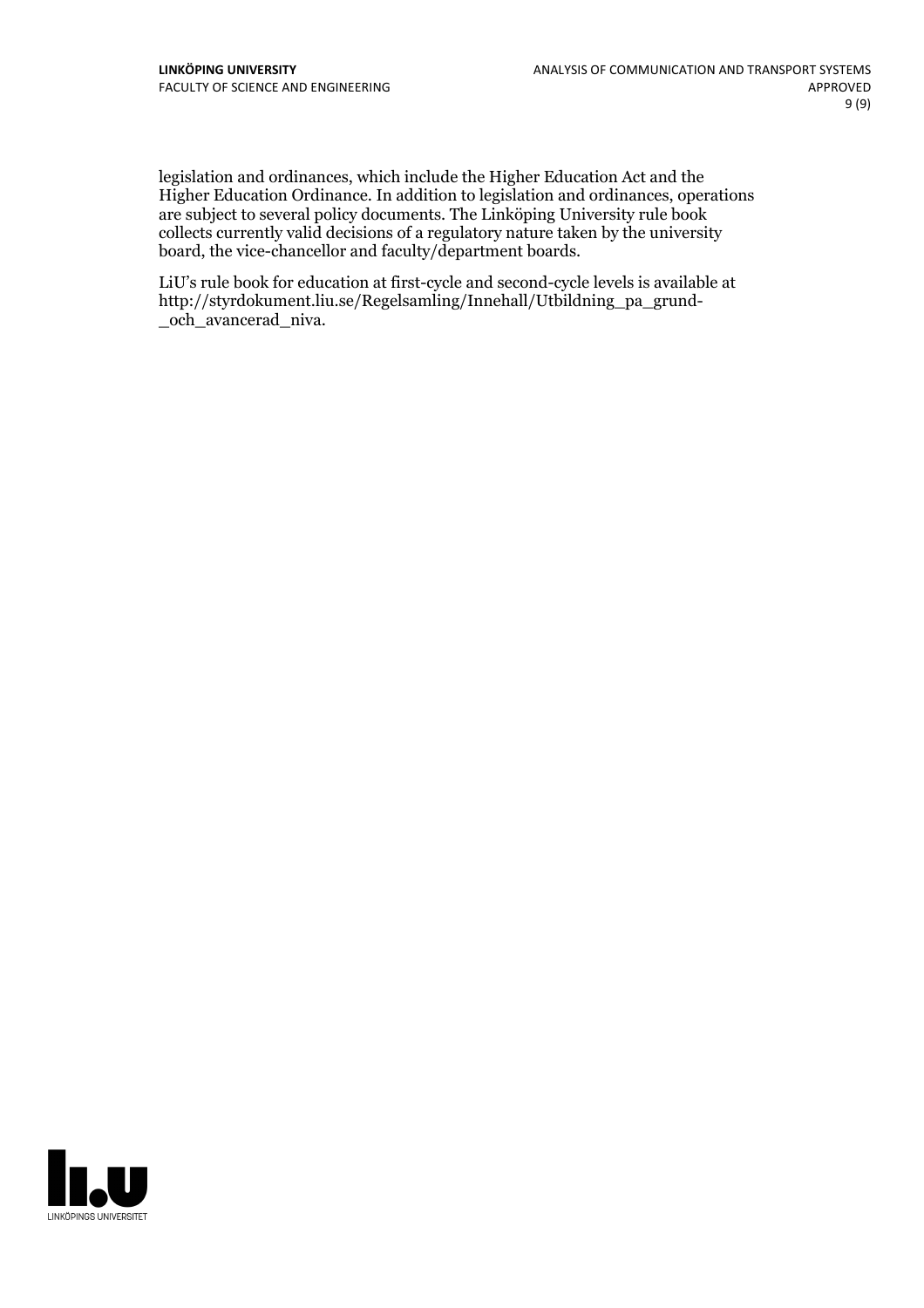legislation and ordinances, which include the Higher Education Act and the Higher Education Ordinance. In addition to legislation and ordinances, operations are subject to several policy documents. The Linköping University rule book collects currently valid decisions of a regulatory nature taken by the university board, the vice-chancellor and faculty/department boards.

LiU's rule book for education at first-cycle and second-cycle levels is available at http://styrdokument.liu.se/Regelsamling/Innehall/Utbildning_pa_grund-_och_avancerad_niva.